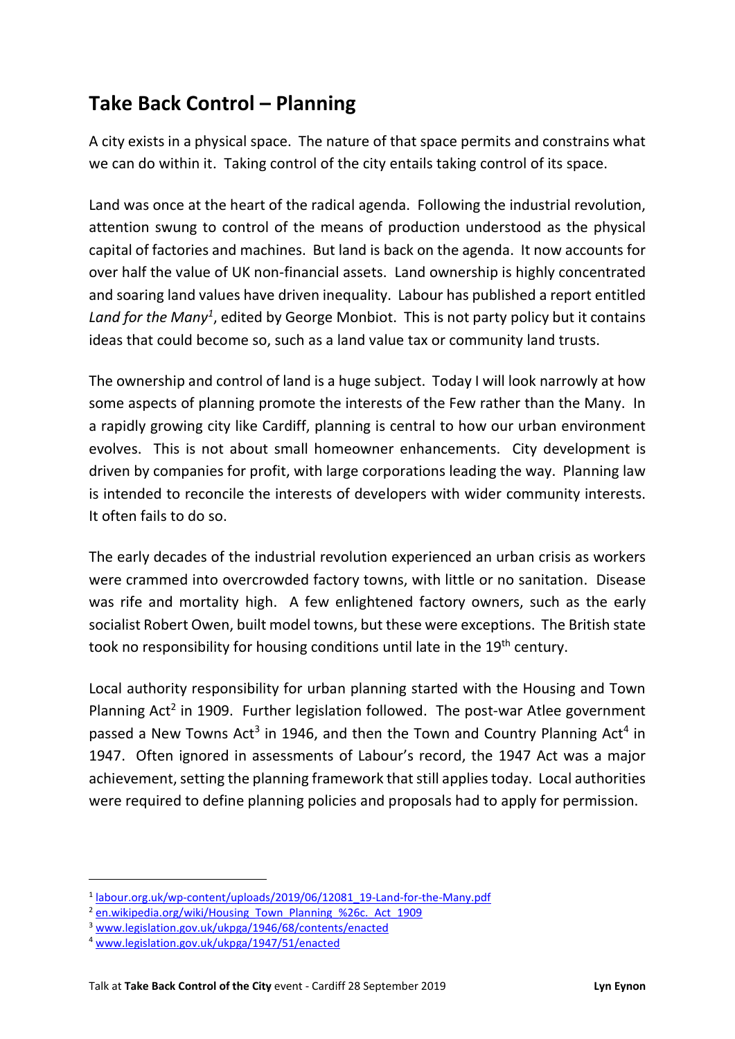## Take Back Control – Planning

A city exists in a physical space. The nature of that space permits and constrains what we can do within it. Taking control of the city entails taking control of its space.

Land was once at the heart of the radical agenda. Following the industrial revolution, attention swung to control of the means of production understood as the physical capital of factories and machines. But land is back on the agenda. It now accounts for over half the value of UK non-financial assets. Land ownership is highly concentrated and soaring land values have driven inequality. Labour has published a report entitled *Land for the Many*[1], edited by George Monbiot. This is not party policy but it contains ideas that could become so, such as a land value tax or community land trusts.

The ownership and control of land is a huge subject. Today I will look narrowly at how some aspects of planning promote the interests of the Few rather than the Many. In a rapidly growing city like Cardiff, planning is central to how our urban environment evolves. This is not about small homeowner enhancements. City development is driven by companies for profit, with large corporations leading the way. Planning law is intended to reconcile the interests of developers with wider community interests. It often fails to do so.

The early decades of the industrial revolution experienced an urban crisis as workers were crammed into overcrowded factory towns, with little or no sanitation. Disease was rife and mortality high. A few enlightened factory owners, such as the early socialist Robert Owen, built model towns, but these were exceptions. The British state took no responsibility for housing conditions until late in the 19th century.

Local authority responsibility for urban planning started with the Housing and Town Planning Act[2] in 1909. Further legislation followed. The post-war Atlee government passed a New Towns Act[3] in 1946, and then the Town and Country Planning Act[4] in 1947. Often ignored in assessments of Labour's record, the 1947 Act was a major achievement, setting the planning framework that still applies today. Local authorities were required to define planning policies and proposals had to apply for permission.

---

[1] labour.org.uk/wp-content/uploads/2019/06/12081_19-Land-for-the-Many.pdf

[2] en.wikipedia.org/wiki/Housing_Town_Planning_%26c._Act_1909

[3] www.legislation.gov.uk/ukpga/1946/68/contents/enacted

[4] www.legislation.gov.uk/ukpga/1947/51/enacted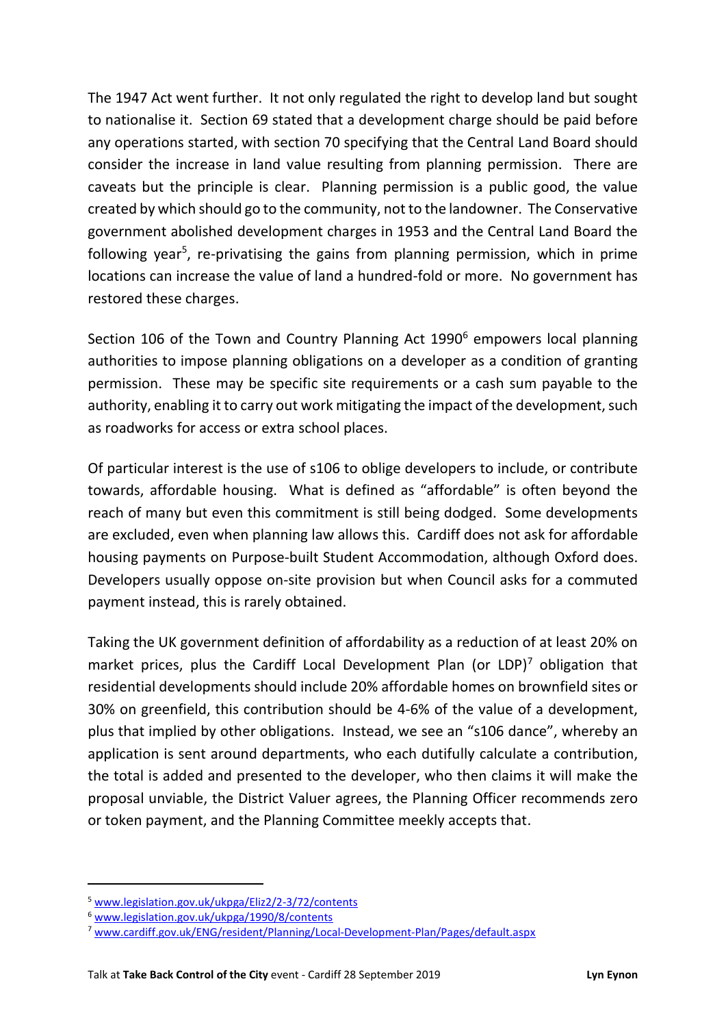The 1947 Act went further. It not only regulated the right to develop land but sought to nationalise it. Section 69 stated that a development charge should be paid before any operations started, with section 70 specifying that the Central Land Board should consider the increase in land value resulting from planning permission. There are caveats but the principle is clear. Planning permission is a public good, the value created by which should go to the community, not to the landowner. The Conservative government abolished development charges in 1953 and the Central Land Board the following year[5], re-privatising the gains from planning permission, which in prime locations can increase the value of land a hundred-fold or more. No government has restored these charges.

Section 106 of the Town and Country Planning Act 1990[6] empowers local planning authorities to impose planning obligations on a developer as a condition of granting permission. These may be specific site requirements or a cash sum payable to the authority, enabling it to carry out work mitigating the impact of the development, such as roadworks for access or extra school places.

Of particular interest is the use of s106 to oblige developers to include, or contribute towards, affordable housing. What is defined as "affordable" is often beyond the reach of many but even this commitment is still being dodged. Some developments are excluded, even when planning law allows this. Cardiff does not ask for affordable housing payments on Purpose-built Student Accommodation, although Oxford does. Developers usually oppose on-site provision but when Council asks for a commuted payment instead, this is rarely obtained.

Taking the UK government definition of affordability as a reduction of at least 20% on market prices, plus the Cardiff Local Development Plan (or LDP)[7] obligation that residential developments should include 20% affordable homes on brownfield sites or 30% on greenfield, this contribution should be 4-6% of the value of a development, plus that implied by other obligations. Instead, we see an "s106 dance", whereby an application is sent around departments, who each dutifully calculate a contribution, the total is added and presented to the developer, who then claims it will make the proposal unviable, the District Valuer agrees, the Planning Officer recommends zero or token payment, and the Planning Committee meekly accepts that.

---

[5] www.legislation.gov.uk/ukpga/Eliz2/2-3/72/contents

[6] www.legislation.gov.uk/ukpga/1990/8/contents

[7] www.cardiff.gov.uk/ENG/resident/Planning/Local-Development-Plan/Pages/default.aspx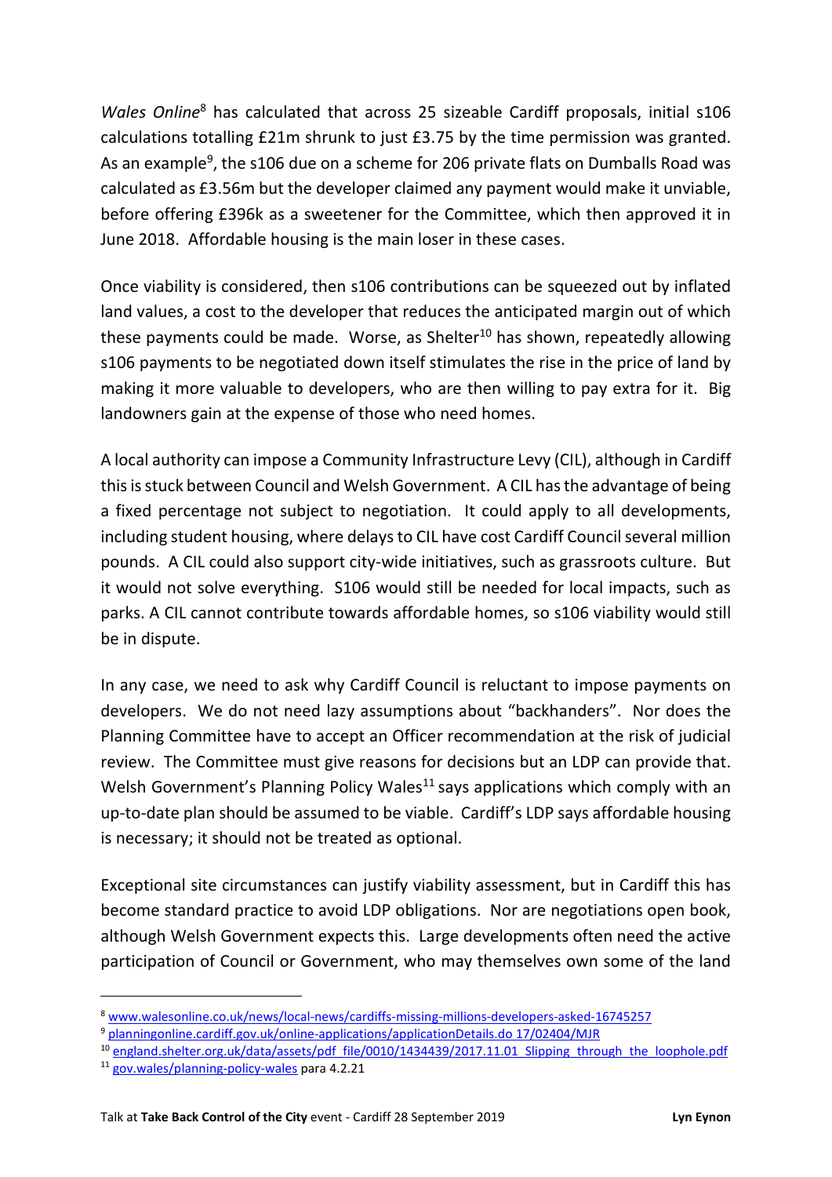*Wales Online*[8] has calculated that across 25 sizeable Cardiff proposals, initial s106 calculations totalling £21m shrunk to just £3.75 by the time permission was granted. As an example[9], the s106 due on a scheme for 206 private flats on Dumballs Road was calculated as £3.56m but the developer claimed any payment would make it unviable, before offering £396k as a sweetener for the Committee, which then approved it in June 2018. Affordable housing is the main loser in these cases.

Once viability is considered, then s106 contributions can be squeezed out by inflated land values, a cost to the developer that reduces the anticipated margin out of which these payments could be made. Worse, as Shelter[10] has shown, repeatedly allowing s106 payments to be negotiated down itself stimulates the rise in the price of land by making it more valuable to developers, who are then willing to pay extra for it. Big landowners gain at the expense of those who need homes.

A local authority can impose a Community Infrastructure Levy (CIL), although in Cardiff this is stuck between Council and Welsh Government. A CIL has the advantage of being a fixed percentage not subject to negotiation. It could apply to all developments, including student housing, where delays to CIL have cost Cardiff Council several million pounds. A CIL could also support city-wide initiatives, such as grassroots culture. But it would not solve everything. S106 would still be needed for local impacts, such as parks. A CIL cannot contribute towards affordable homes, so s106 viability would still be in dispute.

In any case, we need to ask why Cardiff Council is reluctant to impose payments on developers. We do not need lazy assumptions about "backhanders". Nor does the Planning Committee have to accept an Officer recommendation at the risk of judicial review. The Committee must give reasons for decisions but an LDP can provide that. Welsh Government's Planning Policy Wales[11] says applications which comply with an up-to-date plan should be assumed to be viable. Cardiff's LDP says affordable housing is necessary; it should not be treated as optional.

Exceptional site circumstances can justify viability assessment, but in Cardiff this has become standard practice to avoid LDP obligations. Nor are negotiations open book, although Welsh Government expects this. Large developments often need the active participation of Council or Government, who may themselves own some of the land

---

[8] www.walesonline.co.uk/news/local-news/cardiffs-missing-millions-developers-asked-16745257

[9] planningonline.cardiff.gov.uk/online-applications/applicationDetails.do 17/02404/MJR

[10] england.shelter.org.uk/data/assets/pdf_file/0010/1434439/2017.11.01_Slipping_through_the_loophole.pdf

[11] gov.wales/planning-policy-wales para 4.2.21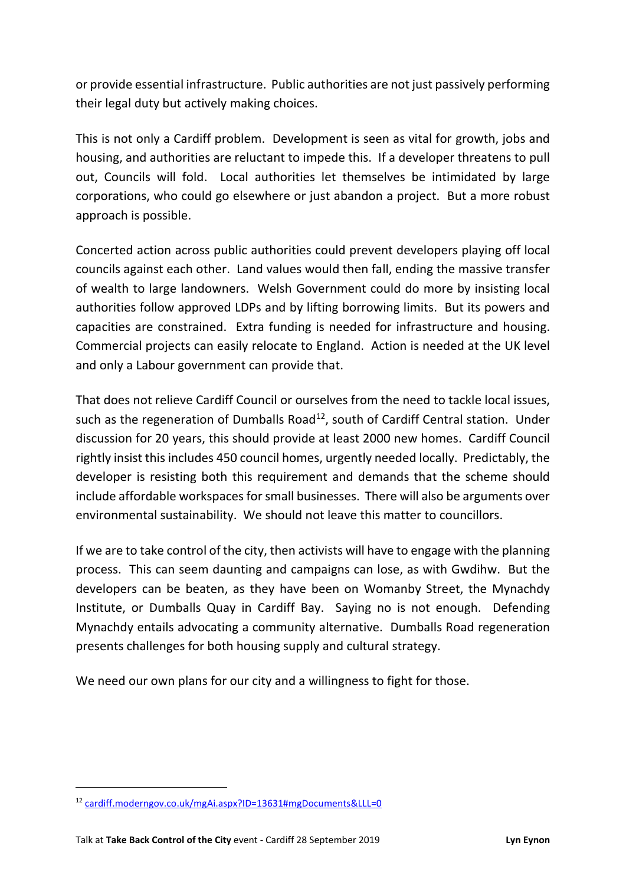or provide essential infrastructure. Public authorities are not just passively performing their legal duty but actively making choices.

This is not only a Cardiff problem. Development is seen as vital for growth, jobs and housing, and authorities are reluctant to impede this. If a developer threatens to pull out, Councils will fold. Local authorities let themselves be intimidated by large corporations, who could go elsewhere or just abandon a project. But a more robust approach is possible.

Concerted action across public authorities could prevent developers playing off local councils against each other. Land values would then fall, ending the massive transfer of wealth to large landowners. Welsh Government could do more by insisting local authorities follow approved LDPs and by lifting borrowing limits. But its powers and capacities are constrained. Extra funding is needed for infrastructure and housing. Commercial projects can easily relocate to England. Action is needed at the UK level and only a Labour government can provide that.

That does not relieve Cardiff Council or ourselves from the need to tackle local issues, such as the regeneration of Dumballs Road[12], south of Cardiff Central station. Under discussion for 20 years, this should provide at least 2000 new homes. Cardiff Council rightly insist this includes 450 council homes, urgently needed locally. Predictably, the developer is resisting both this requirement and demands that the scheme should include affordable workspaces for small businesses. There will also be arguments over environmental sustainability. We should not leave this matter to councillors.

If we are to take control of the city, then activists will have to engage with the planning process. This can seem daunting and campaigns can lose, as with Gwdihw. But the developers can be beaten, as they have been on Womanby Street, the Mynachdy Institute, or Dumballs Quay in Cardiff Bay. Saying no is not enough. Defending Mynachdy entails advocating a community alternative. Dumballs Road regeneration presents challenges for both housing supply and cultural strategy.

We need our own plans for our city and a willingness to fight for those.

---

[12] cardiff.moderngov.co.uk/mgAi.aspx?ID=13631#mgDocuments&LLL=0